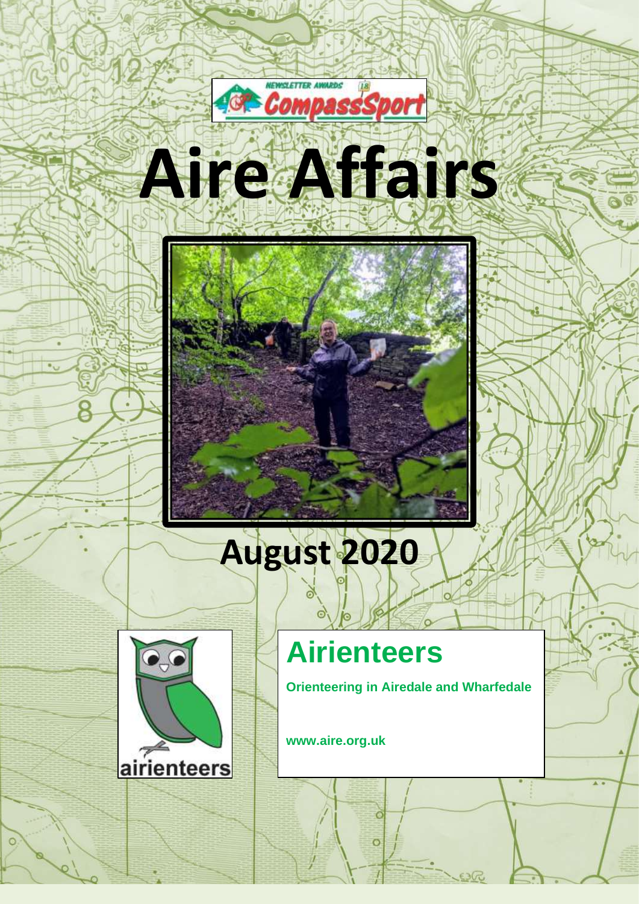NEWSLETTER AWARDS 18 CompassSport

# Aire Affairs

## August 2020

airienteers

## Airienteers

**Orienteering in Airedale and Wharfedale**

**www.aire.org.uk**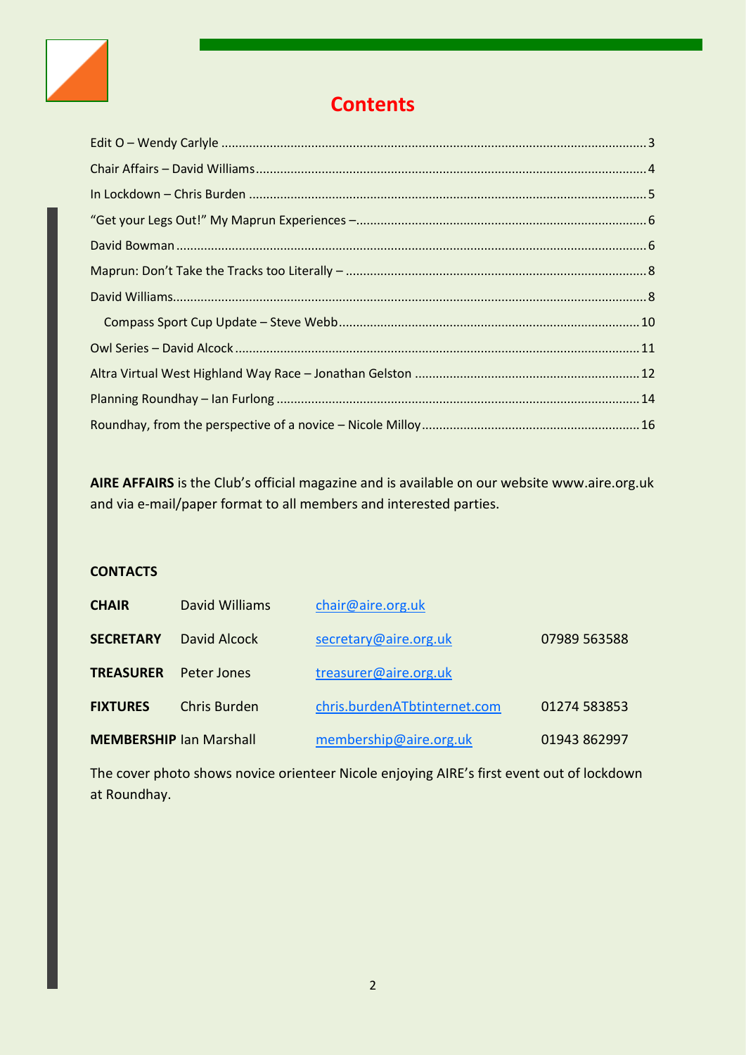# Contents

Edit O – Wendy Carlyle ........................................................................................................ 3
Chair Affairs – David Williams ................................................................................................ 4
In Lockdown – Chris Burden .................................................................................................. 5
"Get your Legs Out!" My Maprun Experiences – ...................................................................... 6
David Bowman ..................................................................................................................... 6
Maprun: Don't Take the Tracks too Literally – ......................................................................... 8
David Williams ..................................................................................................................... 8
Compass Sport Cup Update – Steve Webb ............................................................................ 10
Owl Series – David Alcock .................................................................................................. 11
Altra Virtual West Highland Way Race – Jonathan Gelston ..................................................... 12
Planning Roundhay – Ian Furlong ......................................................................................... 14
Roundhay, from the perspective of a novice – Nicole Milloy .................................................... 16

**AIRE AFFAIRS** is the Club's official magazine and is available on our website www.aire.org.uk and via e-mail/paper format to all members and interested parties.

**CONTACTS**

| | | | |
|---|---|---|---|
| **CHAIR** | David Williams | chair@aire.org.uk | |
| **SECRETARY** | David Alcock | secretary@aire.org.uk | 07989 563588 |
| **TREASURER** | Peter Jones | treasurer@aire.org.uk | |
| **FIXTURES** | Chris Burden | chris.burdenATbtinternet.com | 01274 583853 |
| **MEMBERSHIP** | Ian Marshall | membership@aire.org.uk | 01943 862997 |

The cover photo shows novice orienteer Nicole enjoying AIRE's first event out of lockdown at Roundhay.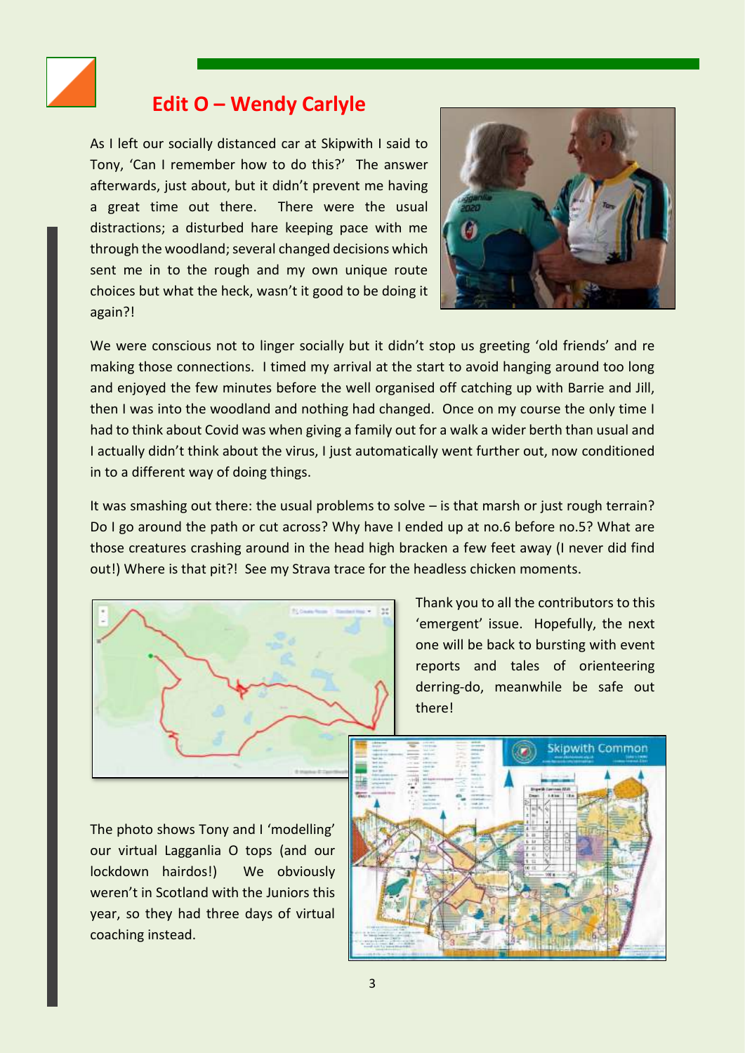## Edit O – Wendy Carlyle

As I left our socially distanced car at Skipwith I said to Tony, 'Can I remember how to do this?' The answer afterwards, just about, but it didn't prevent me having a great time out there. There were the usual distractions; a disturbed hare keeping pace with me through the woodland; several changed decisions which sent me in to the rough and my own unique route choices but what the heck, wasn't it good to be doing it again?!

We were conscious not to linger socially but it didn't stop us greeting 'old friends' and re making those connections. I timed my arrival at the start to avoid hanging around too long and enjoyed the few minutes before the well organised off catching up with Barrie and Jill, then I was into the woodland and nothing had changed. Once on my course the only time I had to think about Covid was when giving a family out for a walk a wider berth than usual and I actually didn't think about the virus, I just automatically went further out, now conditioned in to a different way of doing things.

It was smashing out there: the usual problems to solve – is that marsh or just rough terrain? Do I go around the path or cut across? Why have I ended up at no.6 before no.5? What are those creatures crashing around in the head high bracken a few feet away (I never did find out!) Where is that pit?! See my Strava trace for the headless chicken moments.

Thank you to all the contributors to this 'emergent' issue. Hopefully, the next one will be back to bursting with event reports and tales of orienteering derring-do, meanwhile be safe out there!

The photo shows Tony and I 'modelling' our virtual Lagganlia O tops (and our lockdown hairdos!) We obviously weren't in Scotland with the Juniors this year, so they had three days of virtual coaching instead.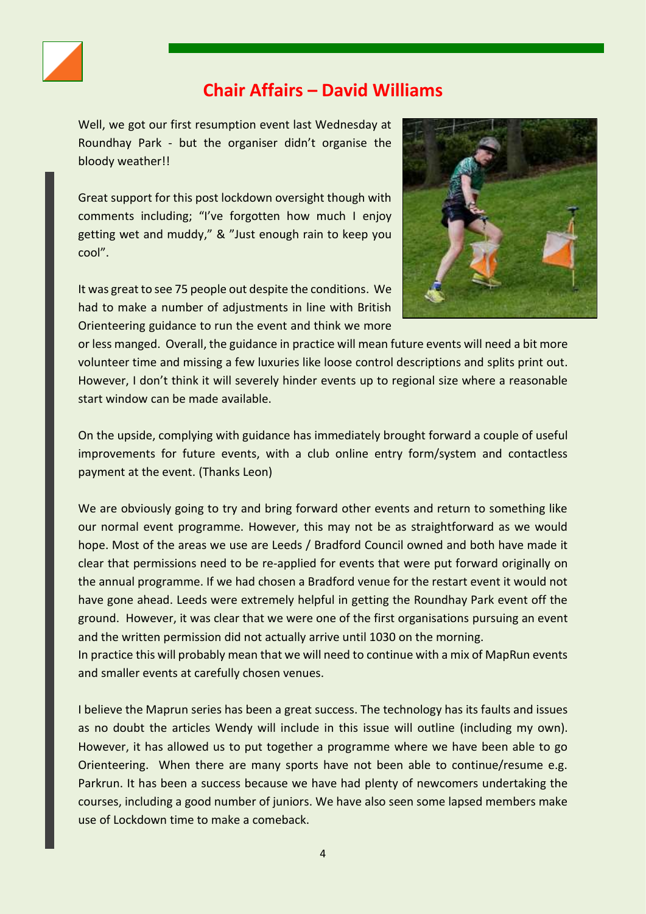## Chair Affairs – David Williams

Well, we got our first resumption event last Wednesday at Roundhay Park - but the organiser didn't organise the bloody weather!!

Great support for this post lockdown oversight though with comments including; "I've forgotten how much I enjoy getting wet and muddy," & "Just enough rain to keep you cool".

It was great to see 75 people out despite the conditions. We had to make a number of adjustments in line with British Orienteering guidance to run the event and think we more or less manged. Overall, the guidance in practice will mean future events will need a bit more volunteer time and missing a few luxuries like loose control descriptions and splits print out. However, I don't think it will severely hinder events up to regional size where a reasonable start window can be made available.

On the upside, complying with guidance has immediately brought forward a couple of useful improvements for future events, with a club online entry form/system and contactless payment at the event. (Thanks Leon)

We are obviously going to try and bring forward other events and return to something like our normal event programme. However, this may not be as straightforward as we would hope. Most of the areas we use are Leeds / Bradford Council owned and both have made it clear that permissions need to be re-applied for events that were put forward originally on the annual programme. If we had chosen a Bradford venue for the restart event it would not have gone ahead. Leeds were extremely helpful in getting the Roundhay Park event off the ground. However, it was clear that we were one of the first organisations pursuing an event and the written permission did not actually arrive until 1030 on the morning.
In practice this will probably mean that we will need to continue with a mix of MapRun events and smaller events at carefully chosen venues.

I believe the Maprun series has been a great success. The technology has its faults and issues as no doubt the articles Wendy will include in this issue will outline (including my own). However, it has allowed us to put together a programme where we have been able to go Orienteering. When there are many sports have not been able to continue/resume e.g. Parkrun. It has been a success because we have had plenty of newcomers undertaking the courses, including a good number of juniors. We have also seen some lapsed members make use of Lockdown time to make a comeback.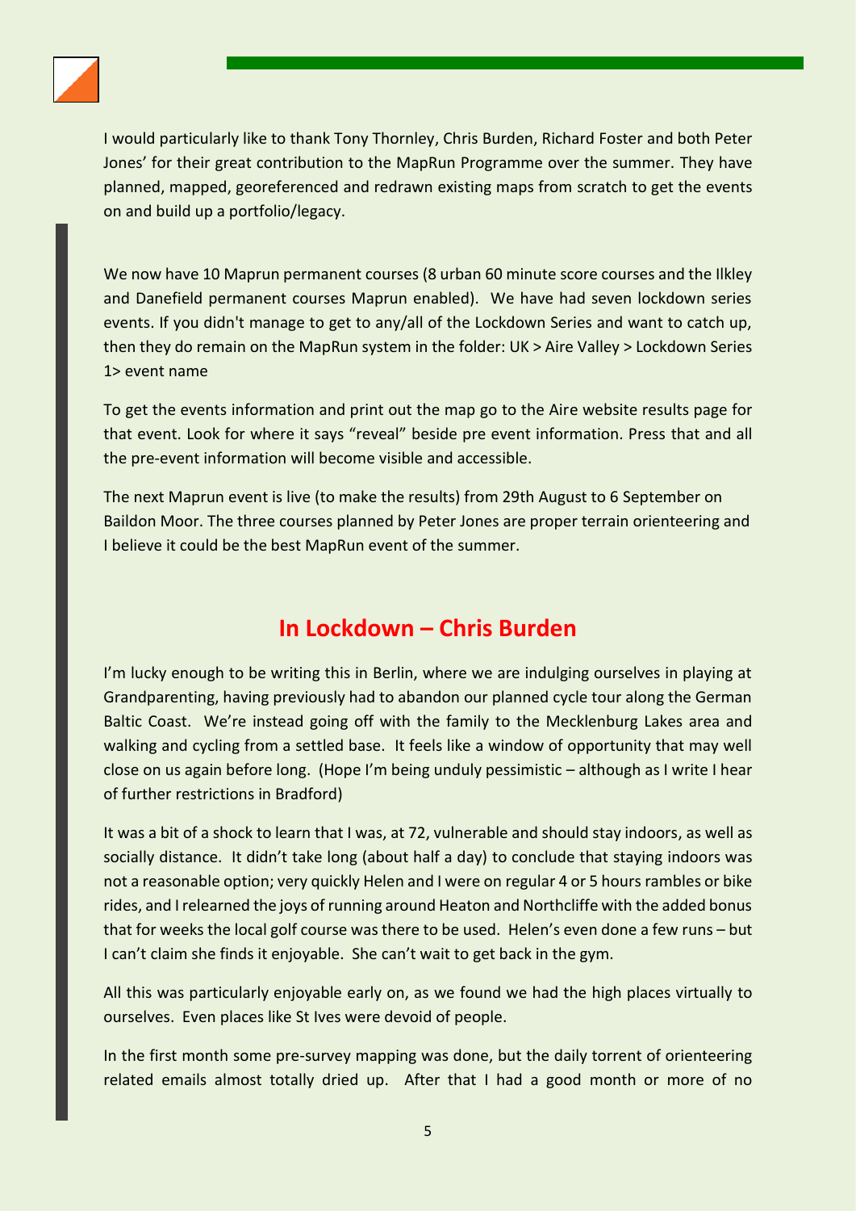I would particularly like to thank Tony Thornley, Chris Burden, Richard Foster and both Peter Jones' for their great contribution to the MapRun Programme over the summer. They have planned, mapped, georeferenced and redrawn existing maps from scratch to get the events on and build up a portfolio/legacy.

We now have 10 Maprun permanent courses (8 urban 60 minute score courses and the Ilkley and Danefield permanent courses Maprun enabled). We have had seven lockdown series events. If you didn't manage to get to any/all of the Lockdown Series and want to catch up, then they do remain on the MapRun system in the folder: UK > Aire Valley > Lockdown Series 1> event name

To get the events information and print out the map go to the Aire website results page for that event. Look for where it says "reveal" beside pre event information. Press that and all the pre-event information will become visible and accessible.

The next Maprun event is live (to make the results) from 29th August to 6 September on Baildon Moor. The three courses planned by Peter Jones are proper terrain orienteering and I believe it could be the best MapRun event of the summer.

## In Lockdown – Chris Burden

I'm lucky enough to be writing this in Berlin, where we are indulging ourselves in playing at Grandparenting, having previously had to abandon our planned cycle tour along the German Baltic Coast. We're instead going off with the family to the Mecklenburg Lakes area and walking and cycling from a settled base. It feels like a window of opportunity that may well close on us again before long. (Hope I'm being unduly pessimistic – although as I write I hear of further restrictions in Bradford)

It was a bit of a shock to learn that I was, at 72, vulnerable and should stay indoors, as well as socially distance. It didn't take long (about half a day) to conclude that staying indoors was not a reasonable option; very quickly Helen and I were on regular 4 or 5 hours rambles or bike rides, and I relearned the joys of running around Heaton and Northcliffe with the added bonus that for weeks the local golf course was there to be used. Helen's even done a few runs – but I can't claim she finds it enjoyable. She can't wait to get back in the gym.

All this was particularly enjoyable early on, as we found we had the high places virtually to ourselves. Even places like St Ives were devoid of people.

In the first month some pre-survey mapping was done, but the daily torrent of orienteering related emails almost totally dried up. After that I had a good month or more of no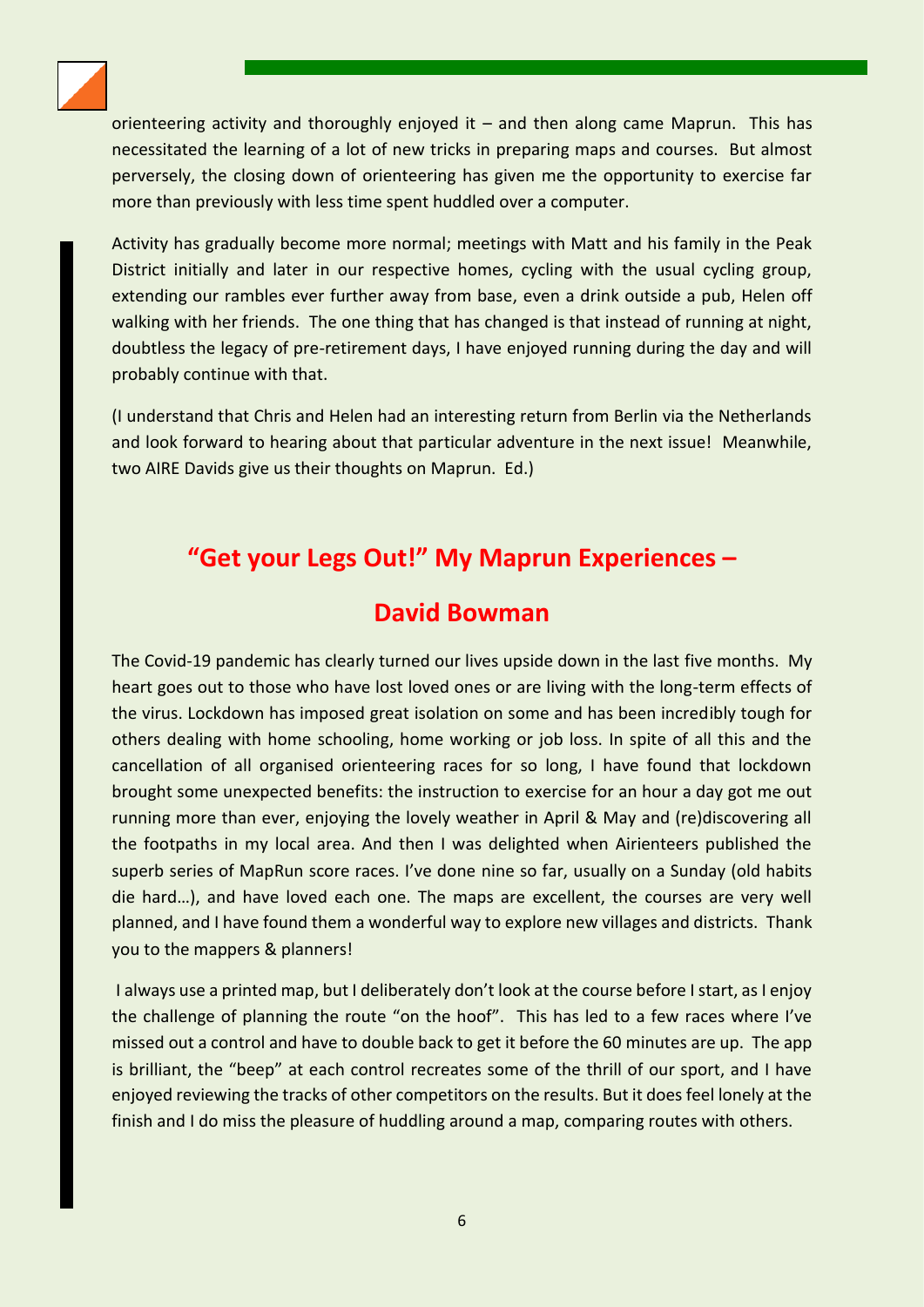orienteering activity and thoroughly enjoyed it – and then along came Maprun. This has necessitated the learning of a lot of new tricks in preparing maps and courses. But almost perversely, the closing down of orienteering has given me the opportunity to exercise far more than previously with less time spent huddled over a computer.

Activity has gradually become more normal; meetings with Matt and his family in the Peak District initially and later in our respective homes, cycling with the usual cycling group, extending our rambles ever further away from base, even a drink outside a pub, Helen off walking with her friends. The one thing that has changed is that instead of running at night, doubtless the legacy of pre-retirement days, I have enjoyed running during the day and will probably continue with that.

(I understand that Chris and Helen had an interesting return from Berlin via the Netherlands and look forward to hearing about that particular adventure in the next issue! Meanwhile, two AIRE Davids give us their thoughts on Maprun. Ed.)

## "Get your Legs Out!" My Maprun Experiences – David Bowman

The Covid-19 pandemic has clearly turned our lives upside down in the last five months. My heart goes out to those who have lost loved ones or are living with the long-term effects of the virus. Lockdown has imposed great isolation on some and has been incredibly tough for others dealing with home schooling, home working or job loss. In spite of all this and the cancellation of all organised orienteering races for so long, I have found that lockdown brought some unexpected benefits: the instruction to exercise for an hour a day got me out running more than ever, enjoying the lovely weather in April & May and (re)discovering all the footpaths in my local area. And then I was delighted when Airienteers published the superb series of MapRun score races. I've done nine so far, usually on a Sunday (old habits die hard…), and have loved each one. The maps are excellent, the courses are very well planned, and I have found them a wonderful way to explore new villages and districts. Thank you to the mappers & planners!

I always use a printed map, but I deliberately don't look at the course before I start, as I enjoy the challenge of planning the route "on the hoof". This has led to a few races where I've missed out a control and have to double back to get it before the 60 minutes are up. The app is brilliant, the "beep" at each control recreates some of the thrill of our sport, and I have enjoyed reviewing the tracks of other competitors on the results. But it does feel lonely at the finish and I do miss the pleasure of huddling around a map, comparing routes with others.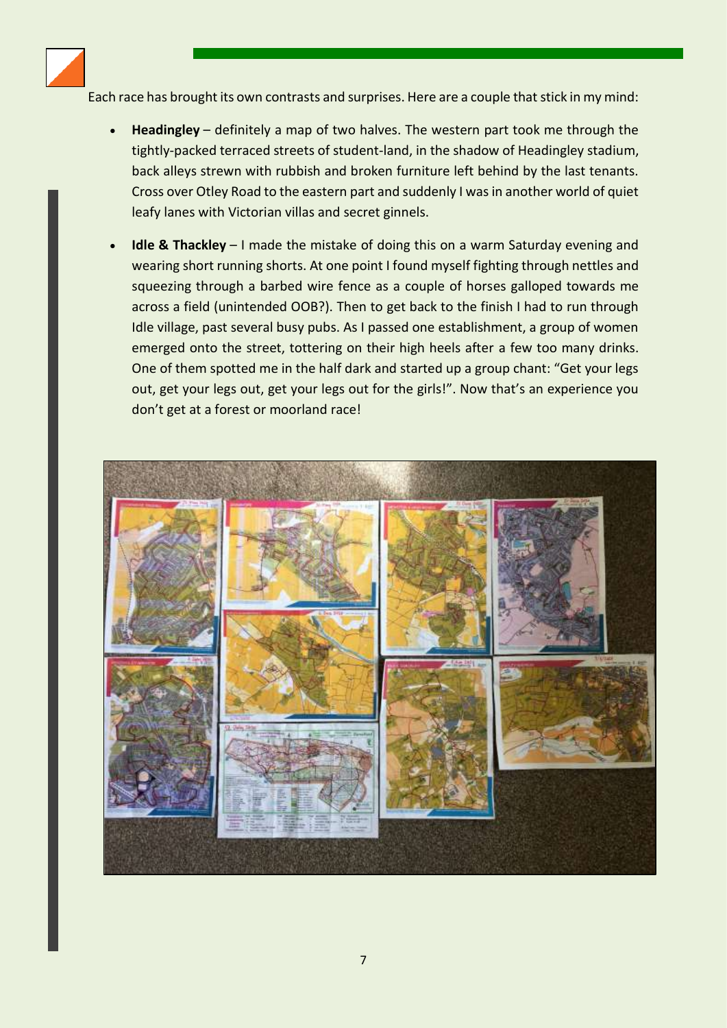Each race has brought its own contrasts and surprises. Here are a couple that stick in my mind:

- **Headingley** – definitely a map of two halves. The western part took me through the tightly-packed terraced streets of student-land, in the shadow of Headingley stadium, back alleys strewn with rubbish and broken furniture left behind by the last tenants. Cross over Otley Road to the eastern part and suddenly I was in another world of quiet leafy lanes with Victorian villas and secret ginnels.

- **Idle & Thackley** – I made the mistake of doing this on a warm Saturday evening and wearing short running shorts. At one point I found myself fighting through nettles and squeezing through a barbed wire fence as a couple of horses galloped towards me across a field (unintended OOB?). Then to get back to the finish I had to run through Idle village, past several busy pubs. As I passed one establishment, a group of women emerged onto the street, tottering on their high heels after a few too many drinks. One of them spotted me in the half dark and started up a group chant: "Get your legs out, get your legs out, get your legs out for the girls!". Now that's an experience you don't get at a forest or moorland race!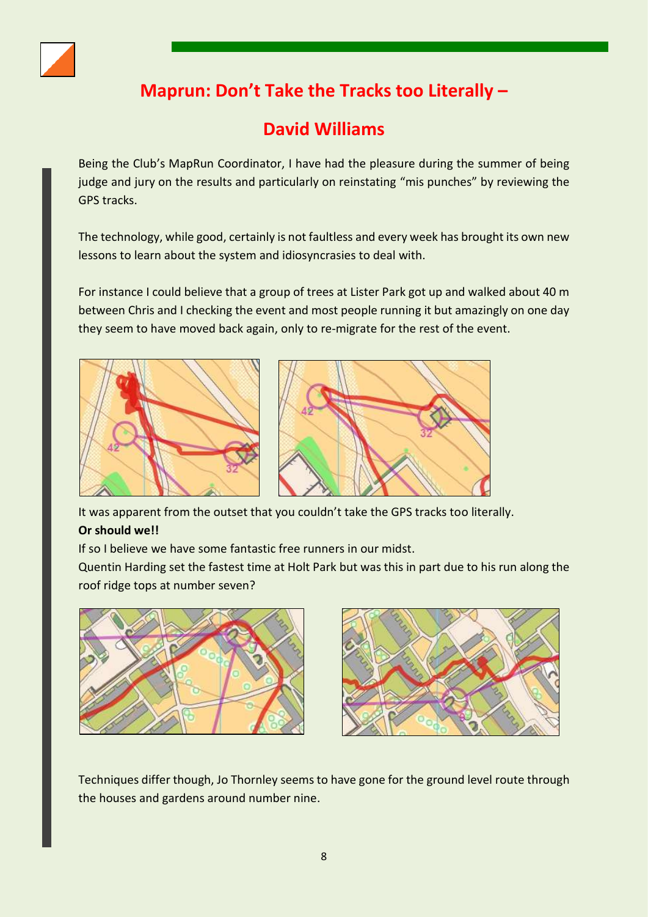# Maprun: Don't Take the Tracks too Literally –

# David Williams

Being the Club's MapRun Coordinator, I have had the pleasure during the summer of being judge and jury on the results and particularly on reinstating "mis punches" by reviewing the GPS tracks.

The technology, while good, certainly is not faultless and every week has brought its own new lessons to learn about the system and idiosyncrasies to deal with.

For instance I could believe that a group of trees at Lister Park got up and walked about 40 m between Chris and I checking the event and most people running it but amazingly on one day they seem to have moved back again, only to re-migrate for the rest of the event.

It was apparent from the outset that you couldn't take the GPS tracks too literally.

**Or should we!!**

If so I believe we have some fantastic free runners in our midst.

Quentin Harding set the fastest time at Holt Park but was this in part due to his run along the roof ridge tops at number seven?

Techniques differ though, Jo Thornley seems to have gone for the ground level route through the houses and gardens around number nine.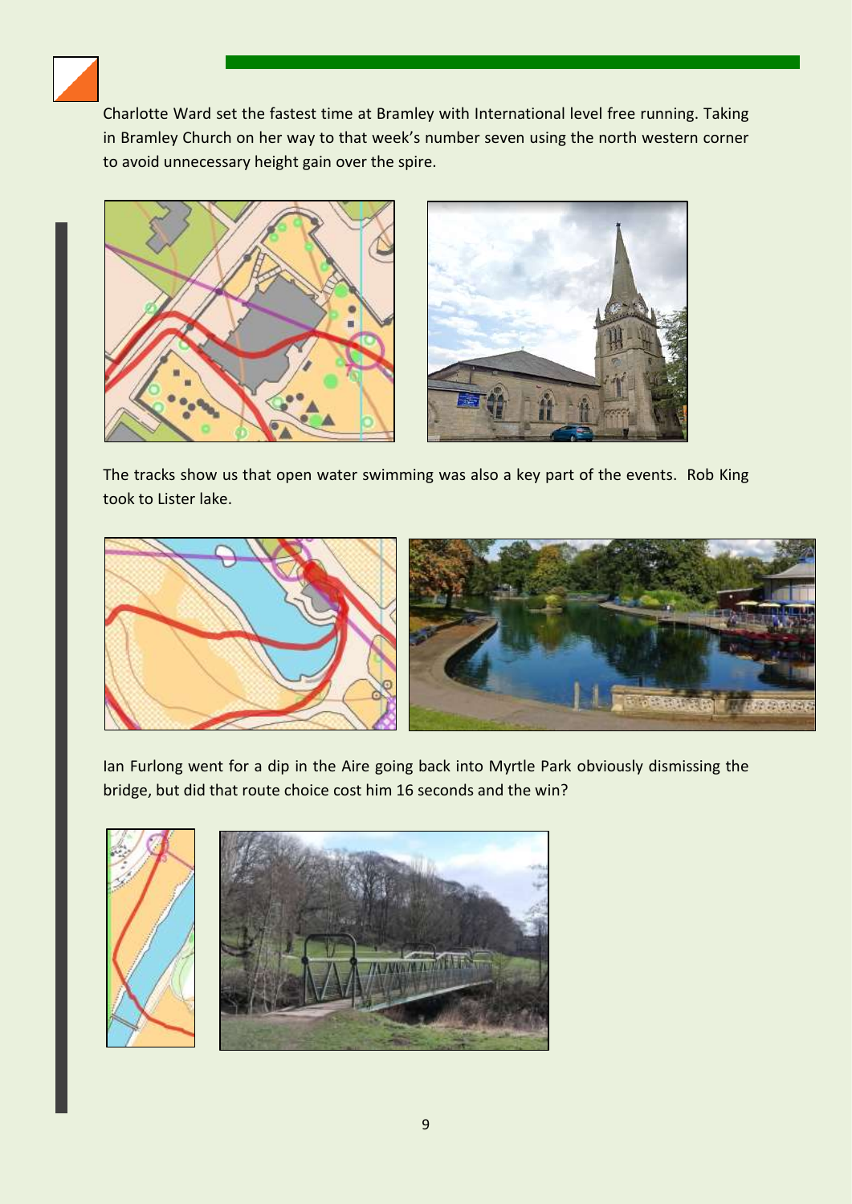Charlotte Ward set the fastest time at Bramley with International level free running. Taking in Bramley Church on her way to that week's number seven using the north western corner to avoid unnecessary height gain over the spire.

The tracks show us that open water swimming was also a key part of the events. Rob King took to Lister lake.

Ian Furlong went for a dip in the Aire going back into Myrtle Park obviously dismissing the bridge, but did that route choice cost him 16 seconds and the win?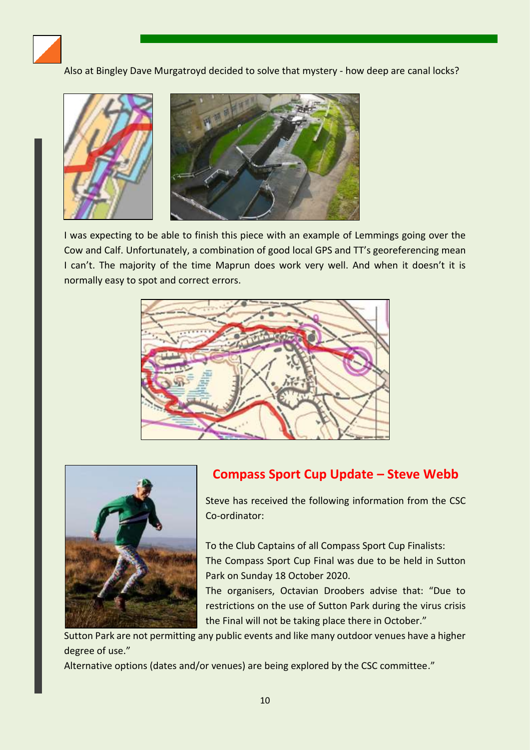Also at Bingley Dave Murgatroyd decided to solve that mystery - how deep are canal locks?

I was expecting to be able to finish this piece with an example of Lemmings going over the Cow and Calf. Unfortunately, a combination of good local GPS and TT's georeferencing mean I can't. The majority of the time Maprun does work very well. And when it doesn't it is normally easy to spot and correct errors.

## Compass Sport Cup Update – Steve Webb

Steve has received the following information from the CSC Co-ordinator:

To the Club Captains of all Compass Sport Cup Finalists:
The Compass Sport Cup Final was due to be held in Sutton Park on Sunday 18 October 2020.
The organisers, Octavian Droobers advise that: "Due to restrictions on the use of Sutton Park during the virus crisis the Final will not be taking place there in October."
Sutton Park are not permitting any public events and like many outdoor venues have a higher degree of use."
Alternative options (dates and/or venues) are being explored by the CSC committee."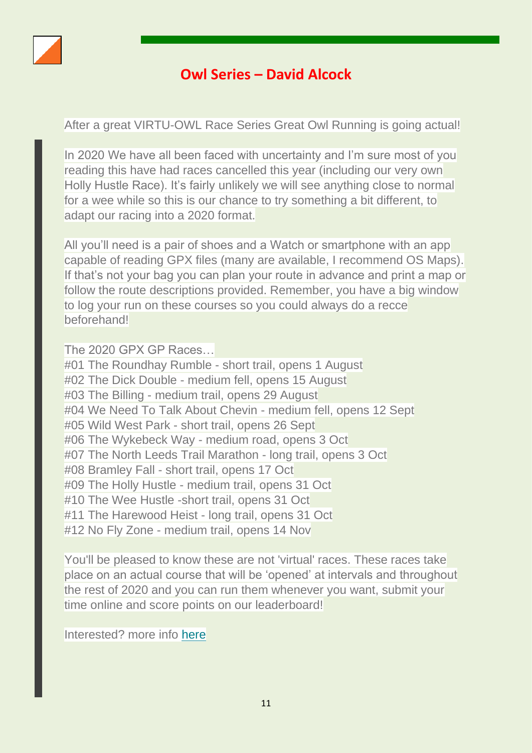## Owl Series – David Alcock

After a great VIRTU-OWL Race Series Great Owl Running is going actual!

In 2020 We have all been faced with uncertainty and I'm sure most of you reading this have had races cancelled this year (including our very own Holly Hustle Race). It's fairly unlikely we will see anything close to normal for a wee while so this is our chance to try something a bit different, to adapt our racing into a 2020 format.

All you'll need is a pair of shoes and a Watch or smartphone with an app capable of reading GPX files (many are available, I recommend OS Maps). If that's not your bag you can plan your route in advance and print a map or follow the route descriptions provided. Remember, you have a big window to log your run on these courses so you could always do a recce beforehand!

The 2020 GPX GP Races…
#01 The Roundhay Rumble - short trail, opens 1 August
#02 The Dick Double - medium fell, opens 15 August
#03 The Billing - medium trail, opens 29 August
#04 We Need To Talk About Chevin - medium fell, opens 12 Sept
#05 Wild West Park - short trail, opens 26 Sept
#06 The Wykebeck Way - medium road, opens 3 Oct
#07 The North Leeds Trail Marathon - long trail, opens 3 Oct
#08 Bramley Fall - short trail, opens 17 Oct
#09 The Holly Hustle - medium trail, opens 31 Oct
#10 The Wee Hustle -short trail, opens 31 Oct
#11 The Harewood Heist - long trail, opens 31 Oct
#12 No Fly Zone - medium trail, opens 14 Nov

You'll be pleased to know these are not 'virtual' races. These races take place on an actual course that will be 'opened' at intervals and throughout the rest of 2020 and you can run them whenever you want, submit your time online and score points on our leaderboard!

Interested? more info here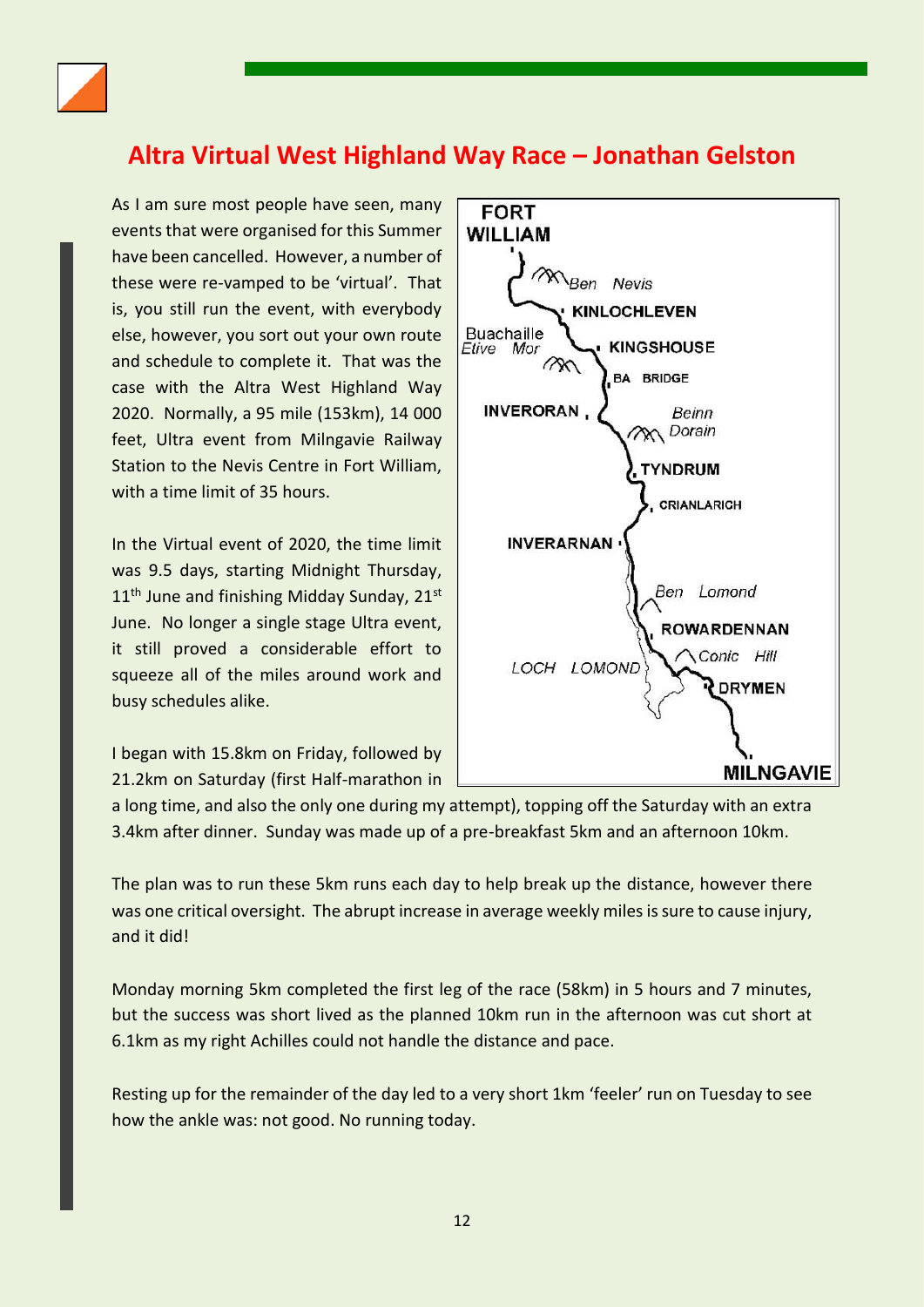## Altra Virtual West Highland Way Race – Jonathan Gelston

As I am sure most people have seen, many events that were organised for this Summer have been cancelled. However, a number of these were re-vamped to be 'virtual'. That is, you still run the event, with everybody else, however, you sort out your own route and schedule to complete it. That was the case with the Altra West Highland Way 2020. Normally, a 95 mile (153km), 14 000 feet, Ultra event from Milngavie Railway Station to the Nevis Centre in Fort William, with a time limit of 35 hours.

In the Virtual event of 2020, the time limit was 9.5 days, starting Midnight Thursday, 11th June and finishing Midday Sunday, 21st June. No longer a single stage Ultra event, it still proved a considerable effort to squeeze all of the miles around work and busy schedules alike.

I began with 15.8km on Friday, followed by 21.2km on Saturday (first Half-marathon in a long time, and also the only one during my attempt), topping off the Saturday with an extra 3.4km after dinner. Sunday was made up of a pre-breakfast 5km and an afternoon 10km.

The plan was to run these 5km runs each day to help break up the distance, however there was one critical oversight. The abrupt increase in average weekly miles is sure to cause injury, and it did!

Monday morning 5km completed the first leg of the race (58km) in 5 hours and 7 minutes, but the success was short lived as the planned 10km run in the afternoon was cut short at 6.1km as my right Achilles could not handle the distance and pace.

Resting up for the remainder of the day led to a very short 1km 'feeler' run on Tuesday to see how the ankle was: not good. No running today.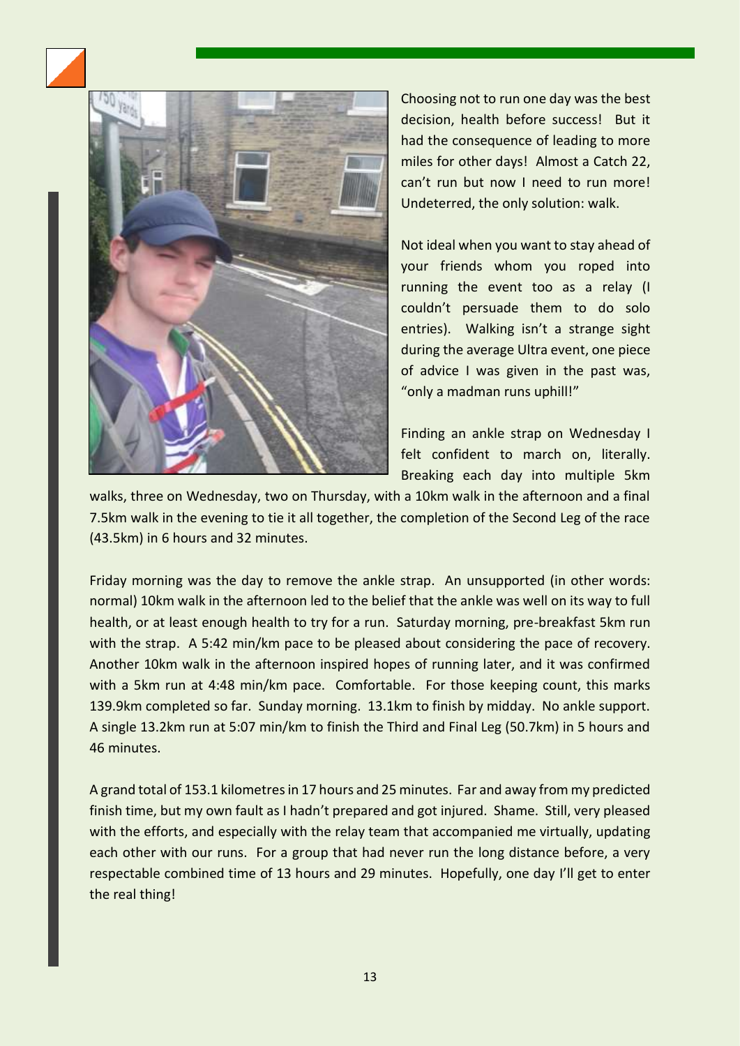Choosing not to run one day was the best decision, health before success! But it had the consequence of leading to more miles for other days! Almost a Catch 22, can't run but now I need to run more! Undeterred, the only solution: walk.

Not ideal when you want to stay ahead of your friends whom you roped into running the event too as a relay (I couldn't persuade them to do solo entries). Walking isn't a strange sight during the average Ultra event, one piece of advice I was given in the past was, "only a madman runs uphill!"

Finding an ankle strap on Wednesday I felt confident to march on, literally. Breaking each day into multiple 5km walks, three on Wednesday, two on Thursday, with a 10km walk in the afternoon and a final 7.5km walk in the evening to tie it all together, the completion of the Second Leg of the race (43.5km) in 6 hours and 32 minutes.

Friday morning was the day to remove the ankle strap. An unsupported (in other words: normal) 10km walk in the afternoon led to the belief that the ankle was well on its way to full health, or at least enough health to try for a run. Saturday morning, pre-breakfast 5km run with the strap. A 5:42 min/km pace to be pleased about considering the pace of recovery. Another 10km walk in the afternoon inspired hopes of running later, and it was confirmed with a 5km run at 4:48 min/km pace. Comfortable. For those keeping count, this marks 139.9km completed so far. Sunday morning. 13.1km to finish by midday. No ankle support. A single 13.2km run at 5:07 min/km to finish the Third and Final Leg (50.7km) in 5 hours and 46 minutes.

A grand total of 153.1 kilometres in 17 hours and 25 minutes. Far and away from my predicted finish time, but my own fault as I hadn't prepared and got injured. Shame. Still, very pleased with the efforts, and especially with the relay team that accompanied me virtually, updating each other with our runs. For a group that had never run the long distance before, a very respectable combined time of 13 hours and 29 minutes. Hopefully, one day I'll get to enter the real thing!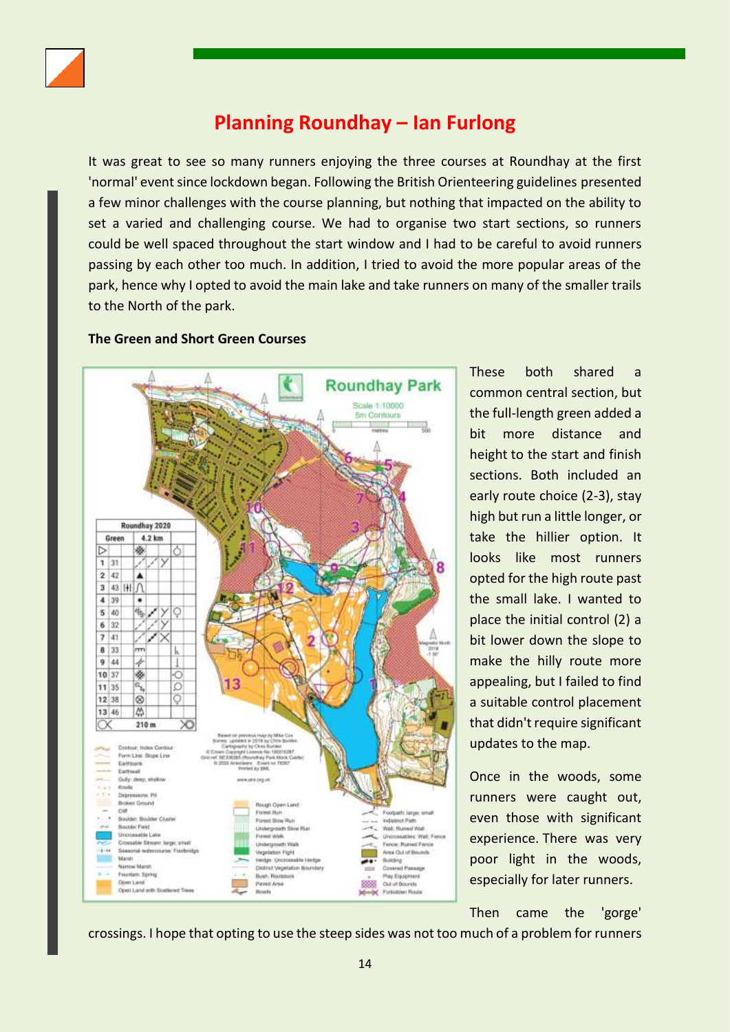# Planning Roundhay – Ian Furlong

It was great to see so many runners enjoying the three courses at Roundhay at the first 'normal' event since lockdown began. Following the British Orienteering guidelines presented a few minor challenges with the course planning, but nothing that impacted on the ability to set a varied and challenging course. We had to organise two start sections, so runners could be well spaced throughout the start window and I had to be careful to avoid runners passing by each other too much. In addition, I tried to avoid the more popular areas of the park, hence why I opted to avoid the main lake and take runners on many of the smaller trails to the North of the park.

**The Green and Short Green Courses**

These both shared a common central section, but the full-length green added a bit more distance and height to the start and finish sections. Both included an early route choice (2-3), stay high but run a little longer, or take the hillier option. It looks like most runners opted for the high route past the small lake. I wanted to place the initial control (2) a bit lower down the slope to make the hilly route more appealing, but I failed to find a suitable control placement that didn't require significant updates to the map.

Once in the woods, some runners were caught out, even those with significant experience. There was very poor light in the woods, especially for later runners.

Then came the 'gorge' crossings. I hope that opting to use the steep sides was not too much of a problem for runners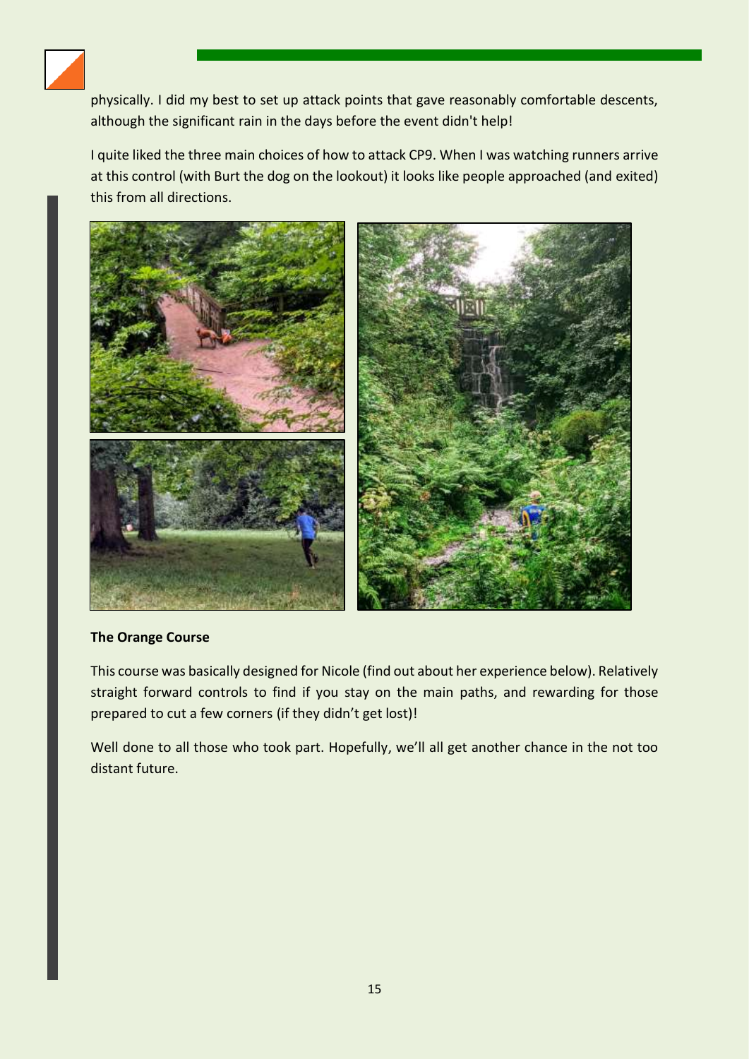physically. I did my best to set up attack points that gave reasonably comfortable descents, although the significant rain in the days before the event didn't help!

I quite liked the three main choices of how to attack CP9. When I was watching runners arrive at this control (with Burt the dog on the lookout) it looks like people approached (and exited) this from all directions.

**The Orange Course**

This course was basically designed for Nicole (find out about her experience below). Relatively straight forward controls to find if you stay on the main paths, and rewarding for those prepared to cut a few corners (if they didn't get lost)!

Well done to all those who took part. Hopefully, we'll all get another chance in the not too distant future.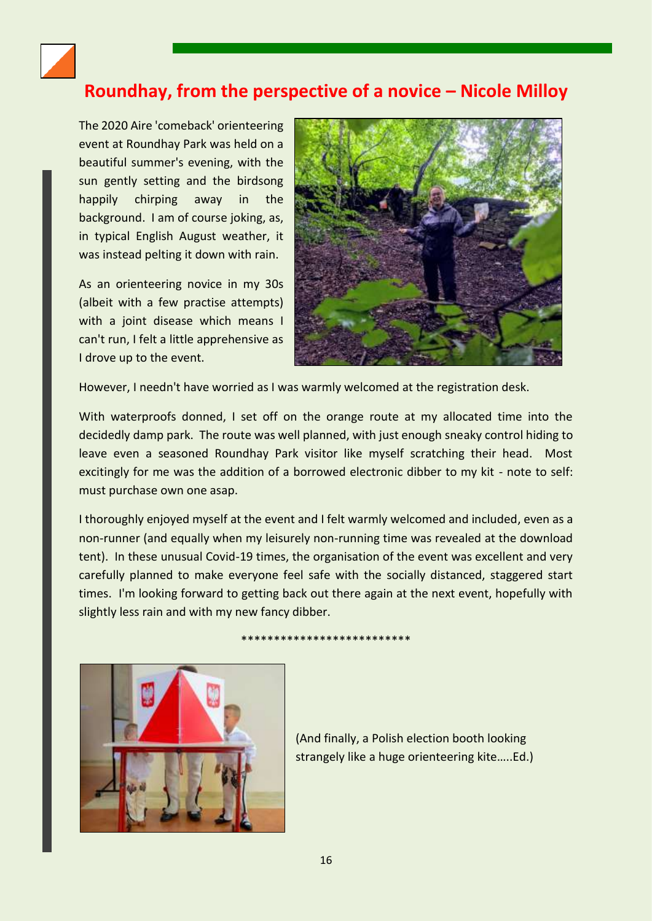## Roundhay, from the perspective of a novice – Nicole Milloy

The 2020 Aire 'comeback' orienteering event at Roundhay Park was held on a beautiful summer's evening, with the sun gently setting and the birdsong happily chirping away in the background. I am of course joking, as, in typical English August weather, it was instead pelting it down with rain.

As an orienteering novice in my 30s (albeit with a few practise attempts) with a joint disease which means I can't run, I felt a little apprehensive as I drove up to the event.

However, I needn't have worried as I was warmly welcomed at the registration desk.

With waterproofs donned, I set off on the orange route at my allocated time into the decidedly damp park. The route was well planned, with just enough sneaky control hiding to leave even a seasoned Roundhay Park visitor like myself scratching their head. Most excitingly for me was the addition of a borrowed electronic dibber to my kit - note to self: must purchase own one asap.

I thoroughly enjoyed myself at the event and I felt warmly welcomed and included, even as a non-runner (and equally when my leisurely non-running time was revealed at the download tent). In these unusual Covid-19 times, the organisation of the event was excellent and very carefully planned to make everyone feel safe with the socially distanced, staggered start times. I'm looking forward to getting back out there again at the next event, hopefully with slightly less rain and with my new fancy dibber.

**************************

(And finally, a Polish election booth looking strangely like a huge orienteering kite…..Ed.)